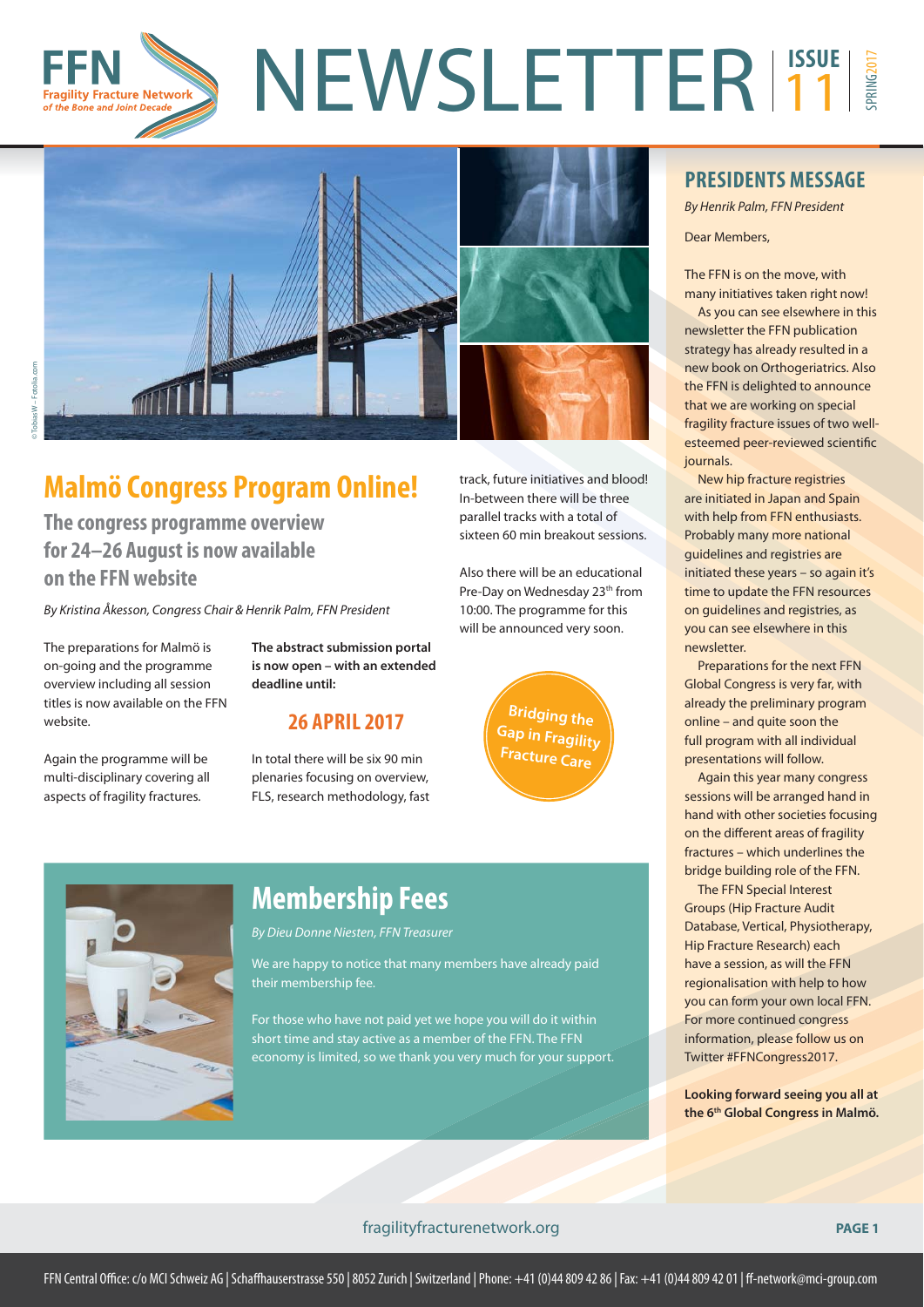# FFN NEWSLETTER ISSUE 11 SPRING 2017

Fragility Fracture Network of the Bone and Joint Decade

## Malmö Congress Program Online!

### The congress programme overview for 24–26 August is now available on the FFN website

*By Kristina Åkesson, Congress Chair & Henrik Palm, FFN President*

The preparations for Malmö is on-going and the programme overview including all session titles is now available on the FFN website.

Again the programme will be multi-disciplinary covering all aspects of fragility fractures.

**The abstract submission portal is now open – with an extended deadline until:**

### 26 APRIL 2017

In total there will be six 90 min plenaries focusing on overview, FLS, research methodology, fast track, future initiatives and blood! In-between there will be three parallel tracks with a total of sixteen 60 min breakout sessions.

Also there will be an educational Pre-Day on Wednesday 23[th] from 10:00. The programme for this will be announced very soon.

Bridging the Gap in Fragility Fracture Care

## Membership Fees

*By Dieu Donne Niesten, FFN Treasurer*

We are happy to notice that many members have already paid their membership fee.

For those who have not paid yet we hope you will do it within short time and stay active as a member of the FFN. The FFN economy is limited, so we thank you very much for your support.

## PRESIDENTS MESSAGE

*By Henrik Palm, FFN President*

Dear Members,

The FFN is on the move, with many initiatives taken right now!

As you can see elsewhere in this newsletter the FFN publication strategy has already resulted in a new book on Orthogeriatrics. Also the FFN is delighted to announce that we are working on special fragility fracture issues of two well-esteemed peer-reviewed scientific journals.

New hip fracture registries are initiated in Japan and Spain with help from FFN enthusiasts. Probably many more national guidelines and registries are initiated these years – so again it's time to update the FFN resources on guidelines and registries, as you can see elsewhere in this newsletter.

Preparations for the next FFN Global Congress is very far, with already the preliminary program online – and quite soon the full program with all individual presentations will follow.

Again this year many congress sessions will be arranged hand in hand with other societies focusing on the different areas of fragility fractures – which underlines the bridge building role of the FFN.

The FFN Special Interest Groups (Hip Fracture Audit Database, Vertical, Physiotherapy, Hip Fracture Research) each have a session, as will the FFN regionalisation with help to how you can form your own local FFN. For more continued congress information, please follow us on Twitter #FFNCongress2017.

**Looking forward seeing you all at the 6[th] Global Congress in Malmö.**

fragilityfracturenetwork.org

FFN Central Office: c/o MCI Schweiz AG | Schaffhauserstrasse 550 | 8052 Zurich | Switzerland | Phone: +41 (0)44 809 42 86 | Fax: +41 (0)44 809 42 01 | ff-network@mci-group.com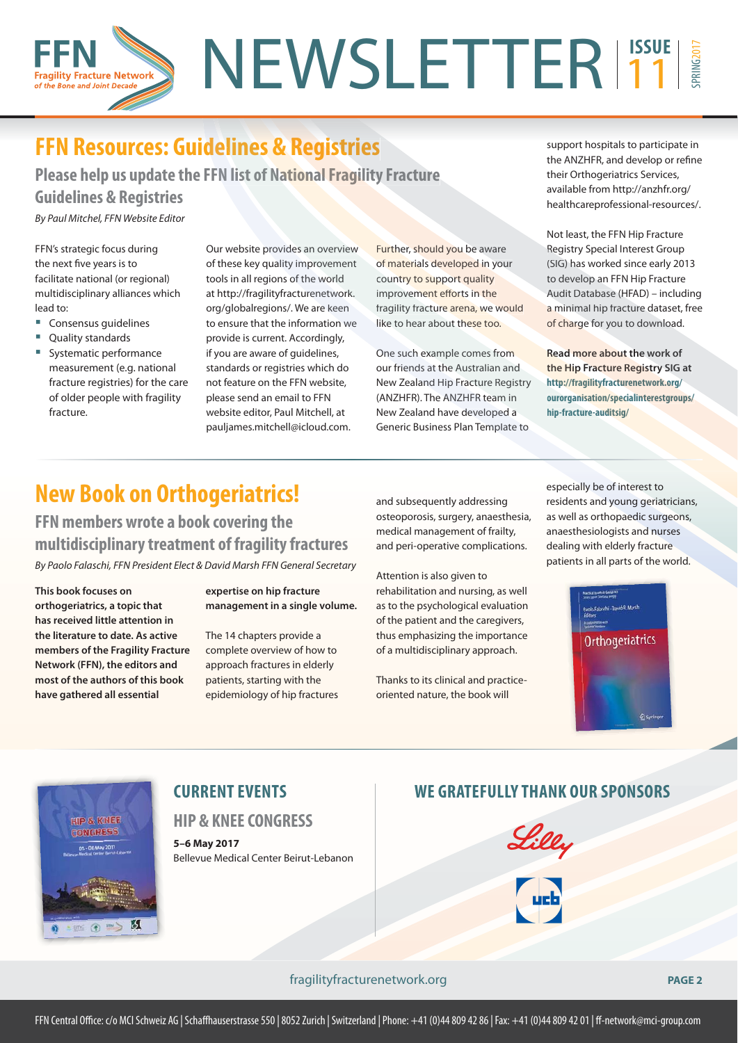# FFN Resources: Guidelines & Registries

## Please help us update the FFN list of National Fragility Fracture Guidelines & Registries

*By Paul Mitchel, FFN Website Editor*

FFN's strategic focus during the next five years is to facilitate national (or regional) multidisciplinary alliances which lead to:

- Consensus guidelines
- Quality standards
- Systematic performance measurement (e.g. national fracture registries) for the care of older people with fragility fracture.

Our website provides an overview of these key quality improvement tools in all regions of the world at http://fragilityfracturenetwork.org/globalregions/. We are keen to ensure that the information we provide is current. Accordingly, if you are aware of guidelines, standards or registries which do not feature on the FFN website, please send an email to FFN website editor, Paul Mitchell, at pauljames.mitchell@icloud.com.

Further, should you be aware of materials developed in your country to support quality improvement efforts in the fragility fracture arena, we would like to hear about these too.

One such example comes from our friends at the Australian and New Zealand Hip Fracture Registry (ANZHFR). The ANZHFR team in New Zealand have developed a Generic Business Plan Template to support hospitals to participate in the ANZHFR, and develop or refine their Orthogeriatrics Services, available from http://anzhfr.org/healthcareprofessional-resources/.

Not least, the FFN Hip Fracture Registry Special Interest Group (SIG) has worked since early 2013 to develop an FFN Hip Fracture Audit Database (HFAD) – including a minimal hip fracture dataset, free of charge for you to download.

**Read more about the work of the Hip Fracture Registry SIG at http://fragilityfracturenetwork.org/ourorganisation/specialinterestgroups/hip-fracture-auditsig/**

# New Book on Orthogeriatrics!

## FFN members wrote a book covering the multidisciplinary treatment of fragility fractures

*By Paolo Falaschi, FFN President Elect & David Marsh FFN General Secretary*

**This book focuses on orthogeriatrics, a topic that has received little attention in the literature to date. As active members of the Fragility Fracture Network (FFN), the editors and most of the authors of this book have gathered all essential expertise on hip fracture management in a single volume.**

The 14 chapters provide a complete overview of how to approach fractures in elderly patients, starting with the epidemiology of hip fractures and subsequently addressing osteoporosis, surgery, anaesthesia, medical management of frailty, and peri-operative complications.

Attention is also given to rehabilitation and nursing, as well as to the psychological evaluation of the patient and the caregivers, thus emphasizing the importance of a multidisciplinary approach.

Thanks to its clinical and practice-oriented nature, the book will especially be of interest to residents and young geriatricians, as well as orthopaedic surgeons, anaesthesiologists and nurses dealing with elderly fracture patients in all parts of the world.

## CURRENT EVENTS

### HIP & KNEE CONGRESS

**5–6 May 2017**
Bellevue Medical Center Beirut-Lebanon

## WE GRATEFULLY THANK OUR SPONSORS

fragilityfracturenetwork.org

FFN Central Office: c/o MCI Schweiz AG | Schaffhauserstrasse 550 | 8052 Zurich | Switzerland | Phone: +41 (0)44 809 42 86 | Fax: +41 (0)44 809 42 01 | ff-network@mci-group.com